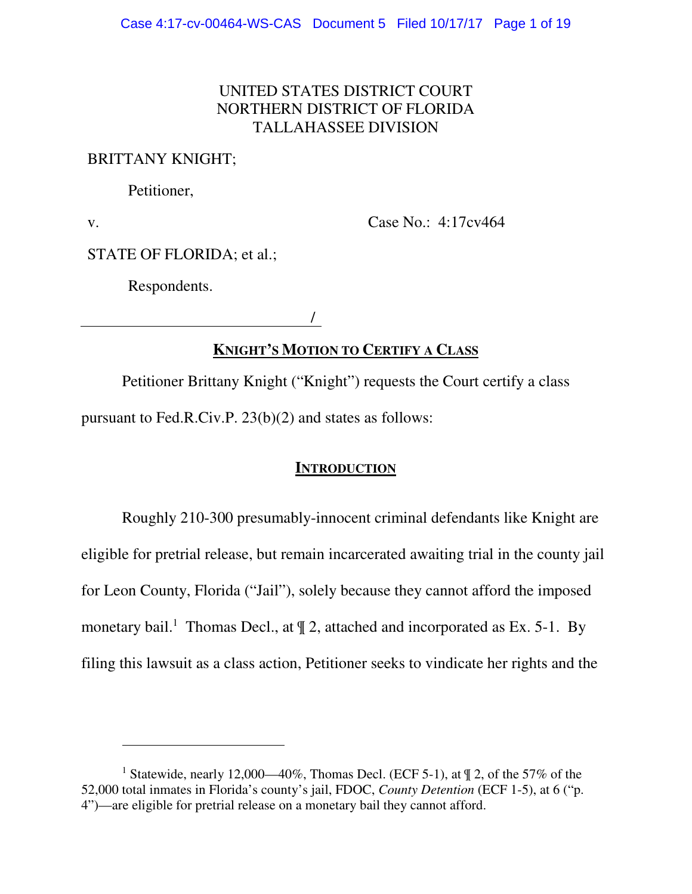UNITED STATES DISTRICT COURT
NORTHERN DISTRICT OF FLORIDA
TALLAHASSEE DIVISION

BRITTANY KNIGHT;

Petitioner,

v. Case No.: 4:17cv464

STATE OF FLORIDA; et al.;

Respondents.

_______________________________/

## KNIGHT'S MOTION TO CERTIFY A CLASS

Petitioner Brittany Knight ("Knight") requests the Court certify a class pursuant to Fed.R.Civ.P. 23(b)(2) and states as follows:

## INTRODUCTION

Roughly 210-300 presumably-innocent criminal defendants like Knight are eligible for pretrial release, but remain incarcerated awaiting trial in the county jail for Leon County, Florida ("Jail"), solely because they cannot afford the imposed monetary bail.[1] Thomas Decl., at ¶ 2, attached and incorporated as Ex. 5-1. By filing this lawsuit as a class action, Petitioner seeks to vindicate her rights and the

---

[1] Statewide, nearly 12,000—40%, Thomas Decl. (ECF 5-1), at ¶ 2, of the 57% of the 52,000 total inmates in Florida's county's jail, FDOC, *County Detention* (ECF 1-5), at 6 ("p. 4")—are eligible for pretrial release on a monetary bail they cannot afford.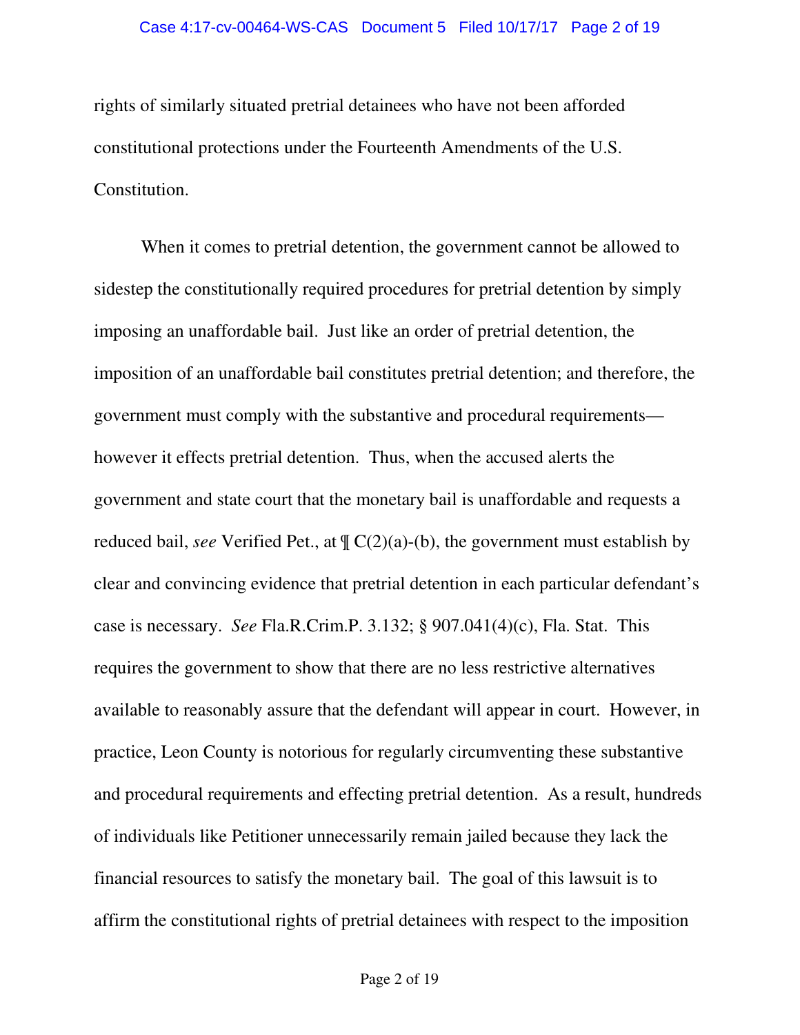rights of similarly situated pretrial detainees who have not been afforded constitutional protections under the Fourteenth Amendments of the U.S. Constitution.

When it comes to pretrial detention, the government cannot be allowed to sidestep the constitutionally required procedures for pretrial detention by simply imposing an unaffordable bail. Just like an order of pretrial detention, the imposition of an unaffordable bail constitutes pretrial detention; and therefore, the government must comply with the substantive and procedural requirements—however it effects pretrial detention. Thus, when the accused alerts the government and state court that the monetary bail is unaffordable and requests a reduced bail, *see* Verified Pet., at ¶ C(2)(a)-(b), the government must establish by clear and convincing evidence that pretrial detention in each particular defendant's case is necessary. *See* Fla.R.Crim.P. 3.132; § 907.041(4)(c), Fla. Stat. This requires the government to show that there are no less restrictive alternatives available to reasonably assure that the defendant will appear in court. However, in practice, Leon County is notorious for regularly circumventing these substantive and procedural requirements and effecting pretrial detention. As a result, hundreds of individuals like Petitioner unnecessarily remain jailed because they lack the financial resources to satisfy the monetary bail. The goal of this lawsuit is to affirm the constitutional rights of pretrial detainees with respect to the imposition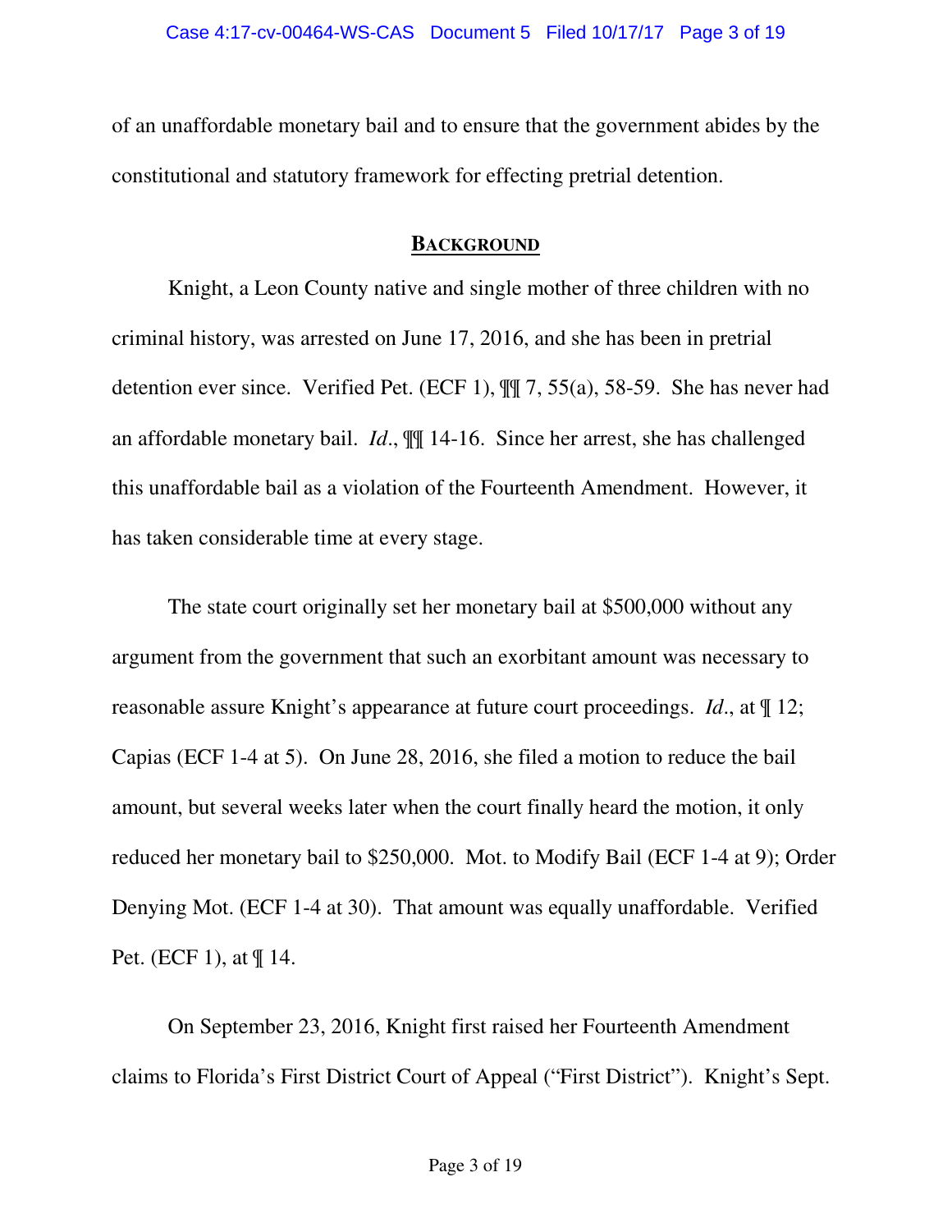of an unaffordable monetary bail and to ensure that the government abides by the constitutional and statutory framework for effecting pretrial detention.

## **BACKGROUND**

Knight, a Leon County native and single mother of three children with no criminal history, was arrested on June 17, 2016, and she has been in pretrial detention ever since. Verified Pet. (ECF 1), ¶¶ 7, 55(a), 58-59. She has never had an affordable monetary bail. *Id*., ¶¶ 14-16. Since her arrest, she has challenged this unaffordable bail as a violation of the Fourteenth Amendment. However, it has taken considerable time at every stage.

The state court originally set her monetary bail at $500,000 without any argument from the government that such an exorbitant amount was necessary to reasonable assure Knight's appearance at future court proceedings. *Id*., at ¶ 12; Capias (ECF 1-4 at 5). On June 28, 2016, she filed a motion to reduce the bail amount, but several weeks later when the court finally heard the motion, it only reduced her monetary bail to $250,000. Mot. to Modify Bail (ECF 1-4 at 9); Order Denying Mot. (ECF 1-4 at 30). That amount was equally unaffordable. Verified Pet. (ECF 1), at ¶ 14.

On September 23, 2016, Knight first raised her Fourteenth Amendment claims to Florida's First District Court of Appeal ("First District"). Knight's Sept.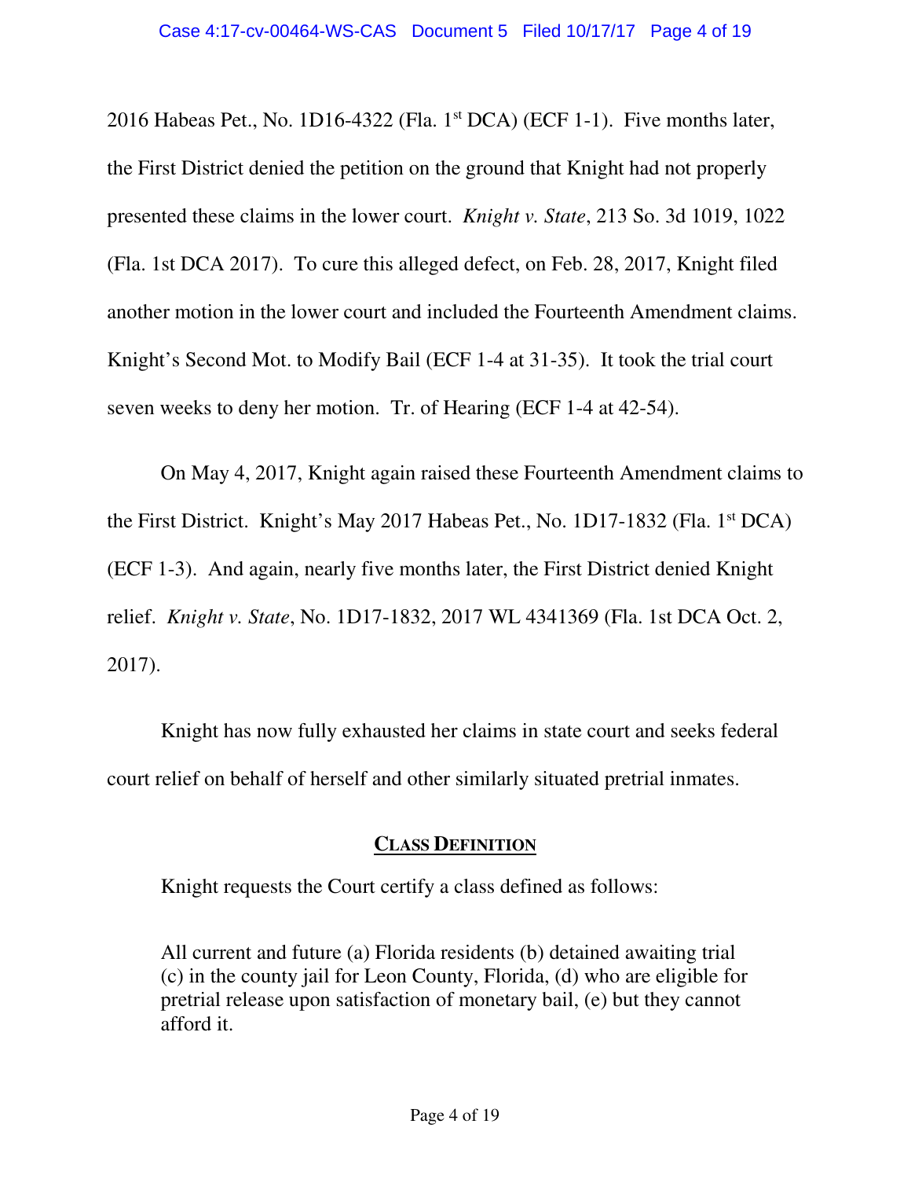2016 Habeas Pet., No. 1D16-4322 (Fla. 1st DCA) (ECF 1-1). Five months later, the First District denied the petition on the ground that Knight had not properly presented these claims in the lower court. *Knight v. State*, 213 So. 3d 1019, 1022 (Fla. 1st DCA 2017). To cure this alleged defect, on Feb. 28, 2017, Knight filed another motion in the lower court and included the Fourteenth Amendment claims. Knight's Second Mot. to Modify Bail (ECF 1-4 at 31-35). It took the trial court seven weeks to deny her motion. Tr. of Hearing (ECF 1-4 at 42-54).

On May 4, 2017, Knight again raised these Fourteenth Amendment claims to the First District. Knight's May 2017 Habeas Pet., No. 1D17-1832 (Fla. 1st DCA) (ECF 1-3). And again, nearly five months later, the First District denied Knight relief. *Knight v. State*, No. 1D17-1832, 2017 WL 4341369 (Fla. 1st DCA Oct. 2, 2017).

Knight has now fully exhausted her claims in state court and seeks federal court relief on behalf of herself and other similarly situated pretrial inmates.

## CLASS DEFINITION

Knight requests the Court certify a class defined as follows:

> All current and future (a) Florida residents (b) detained awaiting trial (c) in the county jail for Leon County, Florida, (d) who are eligible for pretrial release upon satisfaction of monetary bail, (e) but they cannot afford it.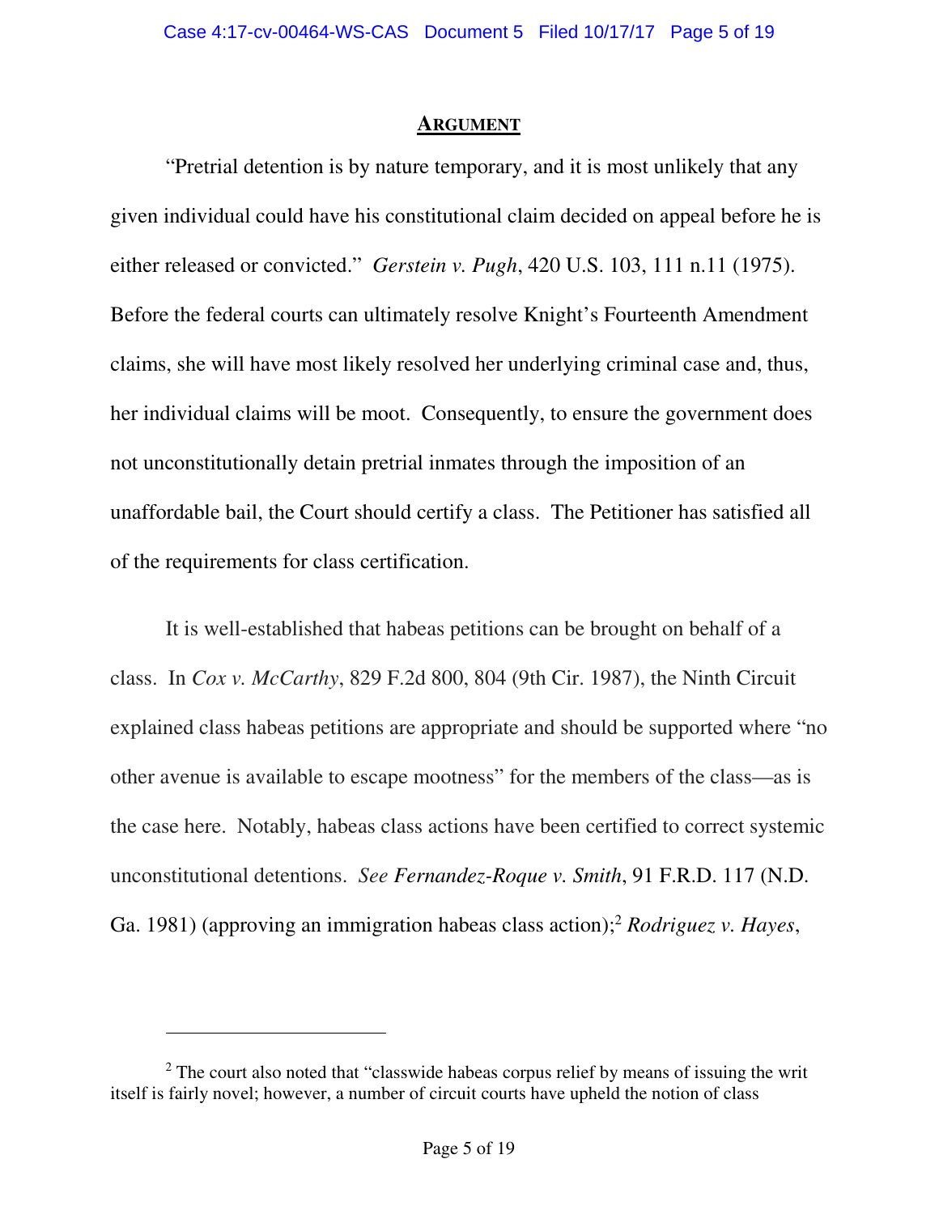## ARGUMENT

"Pretrial detention is by nature temporary, and it is most unlikely that any given individual could have his constitutional claim decided on appeal before he is either released or convicted." *Gerstein v. Pugh*, 420 U.S. 103, 111 n.11 (1975). Before the federal courts can ultimately resolve Knight's Fourteenth Amendment claims, she will have most likely resolved her underlying criminal case and, thus, her individual claims will be moot. Consequently, to ensure the government does not unconstitutionally detain pretrial inmates through the imposition of an unaffordable bail, the Court should certify a class. The Petitioner has satisfied all of the requirements for class certification.

It is well-established that habeas petitions can be brought on behalf of a class. In *Cox v. McCarthy*, 829 F.2d 800, 804 (9th Cir. 1987), the Ninth Circuit explained class habeas petitions are appropriate and should be supported where "no other avenue is available to escape mootness" for the members of the class—as is the case here. Notably, habeas class actions have been certified to correct systemic unconstitutional detentions. *See Fernandez-Roque v. Smith*, 91 F.R.D. 117 (N.D. Ga. 1981) (approving an immigration habeas class action);[2] *Rodriguez v. Hayes*,

---

[2] The court also noted that "classwide habeas corpus relief by means of issuing the writ itself is fairly novel; however, a number of circuit courts have upheld the notion of class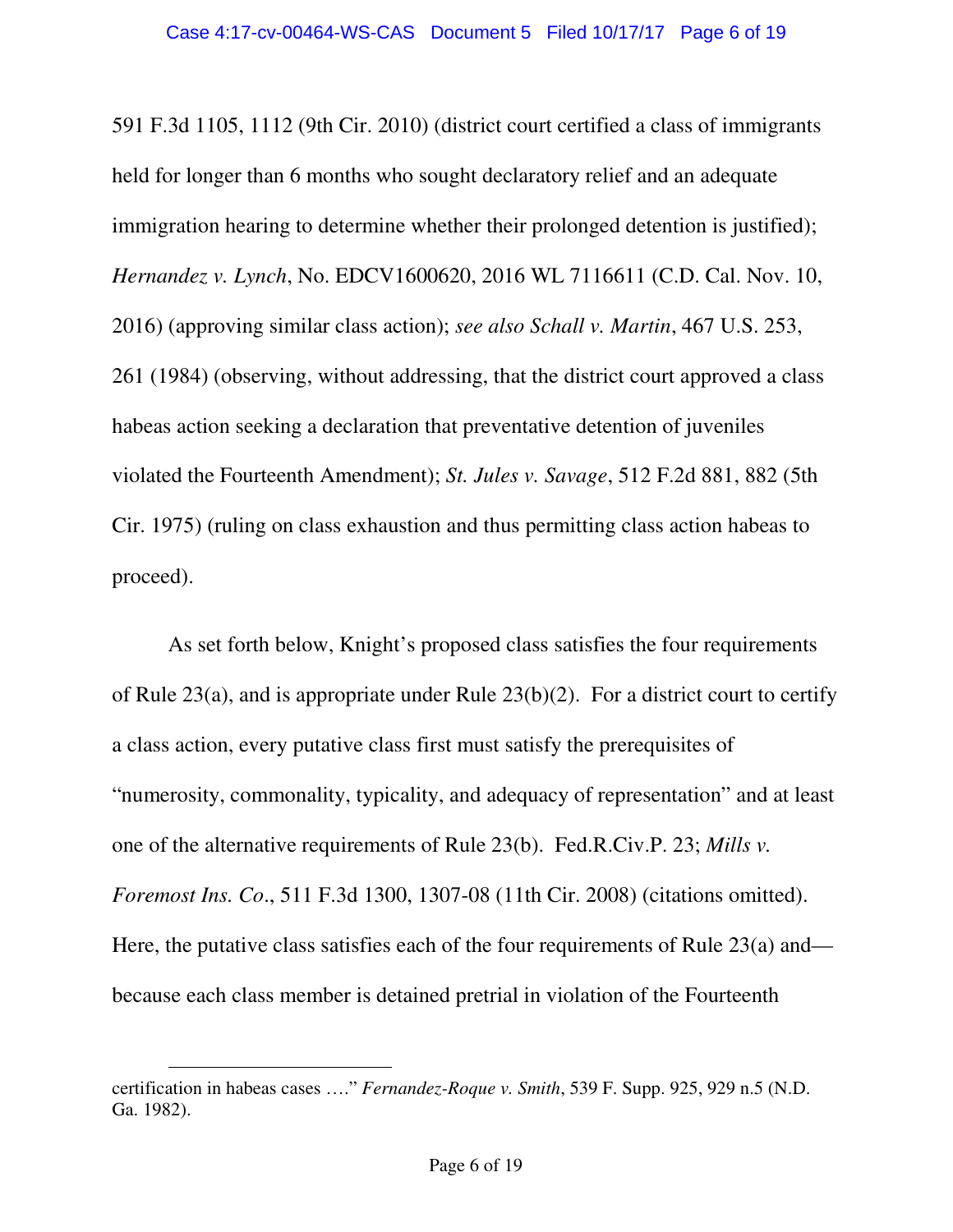591 F.3d 1105, 1112 (9th Cir. 2010) (district court certified a class of immigrants held for longer than 6 months who sought declaratory relief and an adequate immigration hearing to determine whether their prolonged detention is justified); *Hernandez v. Lynch*, No. EDCV1600620, 2016 WL 7116611 (C.D. Cal. Nov. 10, 2016) (approving similar class action); *see also Schall v. Martin*, 467 U.S. 253, 261 (1984) (observing, without addressing, that the district court approved a class habeas action seeking a declaration that preventative detention of juveniles violated the Fourteenth Amendment); *St. Jules v. Savage*, 512 F.2d 881, 882 (5th Cir. 1975) (ruling on class exhaustion and thus permitting class action habeas to proceed).

As set forth below, Knight's proposed class satisfies the four requirements of Rule 23(a), and is appropriate under Rule 23(b)(2). For a district court to certify a class action, every putative class first must satisfy the prerequisites of "numerosity, commonality, typicality, and adequacy of representation" and at least one of the alternative requirements of Rule 23(b). Fed.R.Civ.P. 23; *Mills v. Foremost Ins. Co*., 511 F.3d 1300, 1307-08 (11th Cir. 2008) (citations omitted). Here, the putative class satisfies each of the four requirements of Rule 23(a) and—because each class member is detained pretrial in violation of the Fourteenth

---

certification in habeas cases …." *Fernandez-Roque v. Smith*, 539 F. Supp. 925, 929 n.5 (N.D. Ga. 1982).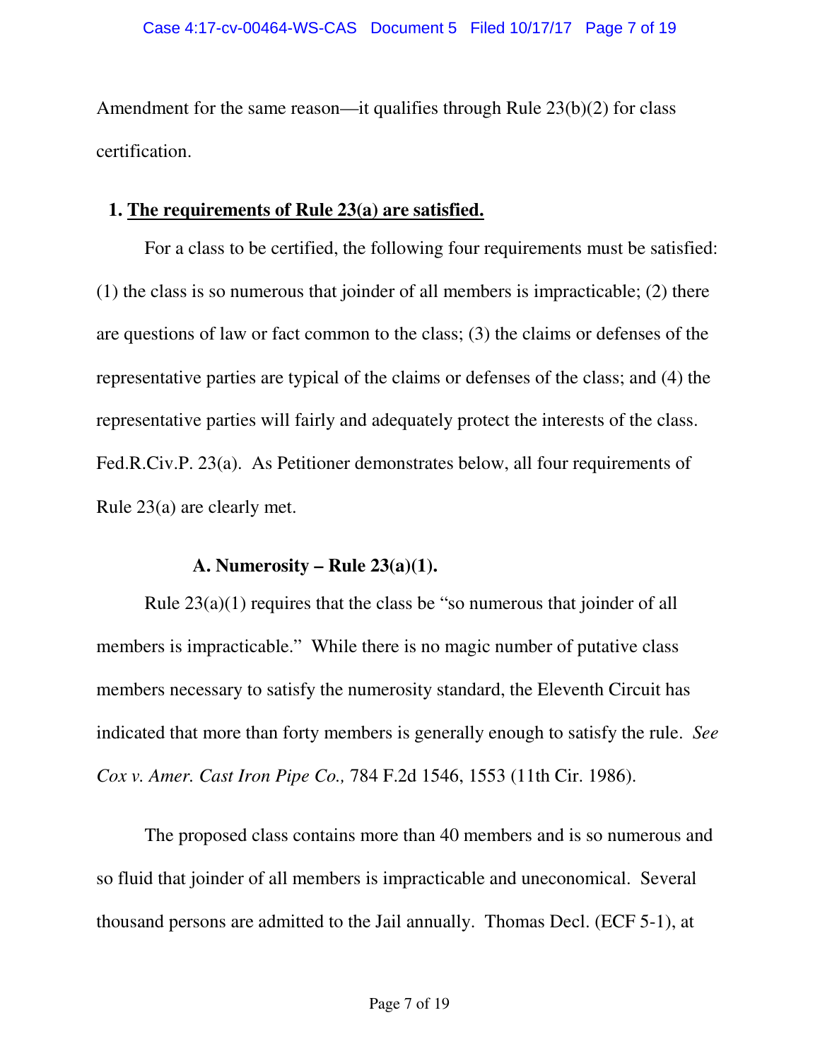Amendment for the same reason—it qualifies through Rule 23(b)(2) for class certification.

### 1. <u>The requirements of Rule 23(a) are satisfied.</u>

For a class to be certified, the following four requirements must be satisfied: (1) the class is so numerous that joinder of all members is impracticable; (2) there are questions of law or fact common to the class; (3) the claims or defenses of the representative parties are typical of the claims or defenses of the class; and (4) the representative parties will fairly and adequately protect the interests of the class. Fed.R.Civ.P. 23(a). As Petitioner demonstrates below, all four requirements of Rule 23(a) are clearly met.

#### A. Numerosity – Rule 23(a)(1).

Rule 23(a)(1) requires that the class be "so numerous that joinder of all members is impracticable." While there is no magic number of putative class members necessary to satisfy the numerosity standard, the Eleventh Circuit has indicated that more than forty members is generally enough to satisfy the rule. *See Cox v. Amer. Cast Iron Pipe Co.,* 784 F.2d 1546, 1553 (11th Cir. 1986).

The proposed class contains more than 40 members and is so numerous and so fluid that joinder of all members is impracticable and uneconomical. Several thousand persons are admitted to the Jail annually. Thomas Decl. (ECF 5-1), at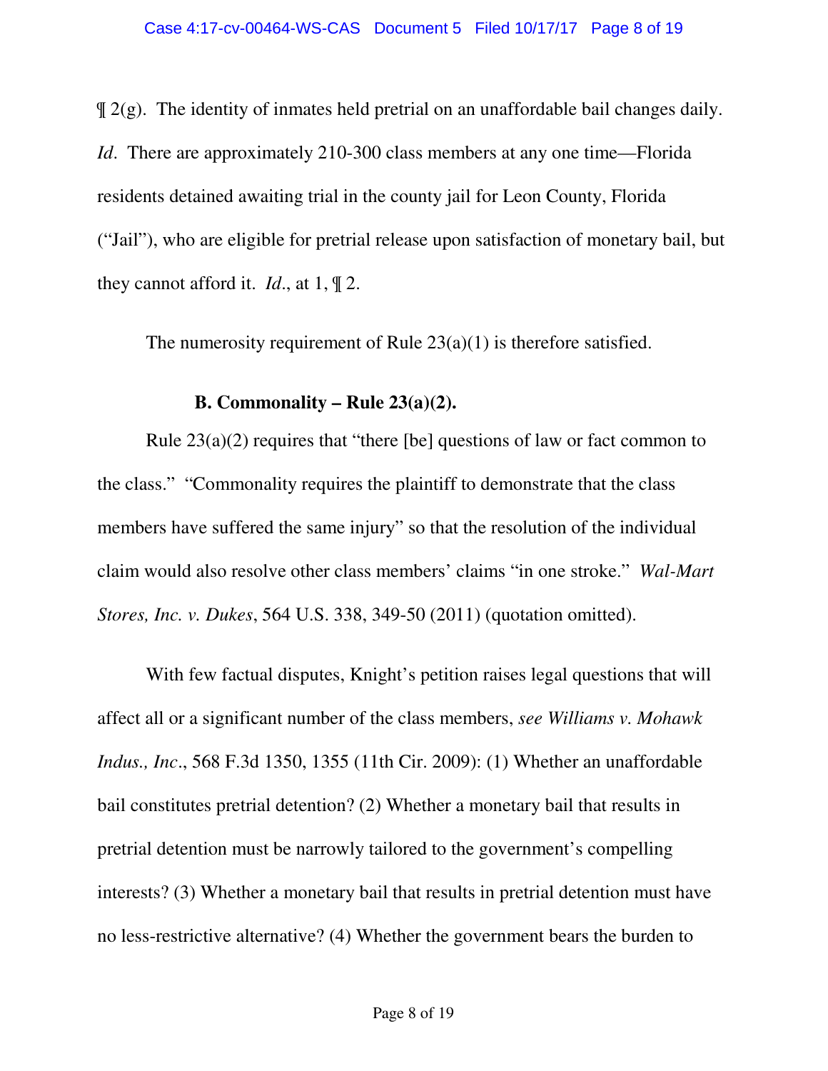¶ 2(g). The identity of inmates held pretrial on an unaffordable bail changes daily. *Id*. There are approximately 210-300 class members at any one time—Florida residents detained awaiting trial in the county jail for Leon County, Florida ("Jail"), who are eligible for pretrial release upon satisfaction of monetary bail, but they cannot afford it. *Id*., at 1, ¶ 2.

The numerosity requirement of Rule 23(a)(1) is therefore satisfied.

**B. Commonality – Rule 23(a)(2).**

Rule 23(a)(2) requires that "there [be] questions of law or fact common to the class." "Commonality requires the plaintiff to demonstrate that the class members have suffered the same injury" so that the resolution of the individual claim would also resolve other class members' claims "in one stroke." *Wal-Mart Stores, Inc. v. Dukes*, 564 U.S. 338, 349-50 (2011) (quotation omitted).

With few factual disputes, Knight's petition raises legal questions that will affect all or a significant number of the class members, *see Williams v. Mohawk Indus., Inc*., 568 F.3d 1350, 1355 (11th Cir. 2009): (1) Whether an unaffordable bail constitutes pretrial detention? (2) Whether a monetary bail that results in pretrial detention must be narrowly tailored to the government's compelling interests? (3) Whether a monetary bail that results in pretrial detention must have no less-restrictive alternative? (4) Whether the government bears the burden to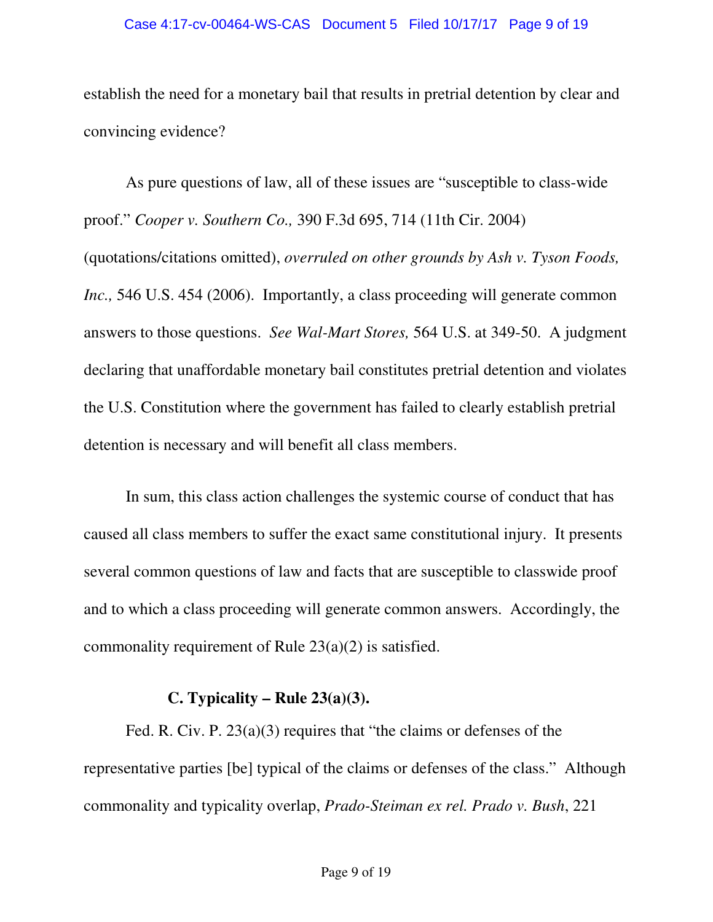establish the need for a monetary bail that results in pretrial detention by clear and convincing evidence?

As pure questions of law, all of these issues are "susceptible to class-wide proof." *Cooper v. Southern Co.,* 390 F.3d 695, 714 (11th Cir. 2004) (quotations/citations omitted), *overruled on other grounds by Ash v. Tyson Foods, Inc.,* 546 U.S. 454 (2006). Importantly, a class proceeding will generate common answers to those questions. *See Wal-Mart Stores,* 564 U.S. at 349-50. A judgment declaring that unaffordable monetary bail constitutes pretrial detention and violates the U.S. Constitution where the government has failed to clearly establish pretrial detention is necessary and will benefit all class members.

In sum, this class action challenges the systemic course of conduct that has caused all class members to suffer the exact same constitutional injury. It presents several common questions of law and facts that are susceptible to classwide proof and to which a class proceeding will generate common answers. Accordingly, the commonality requirement of Rule 23(a)(2) is satisfied.

### C. Typicality – Rule 23(a)(3).

Fed. R. Civ. P. 23(a)(3) requires that "the claims or defenses of the representative parties [be] typical of the claims or defenses of the class." Although commonality and typicality overlap, *Prado-Steiman ex rel. Prado v. Bush*, 221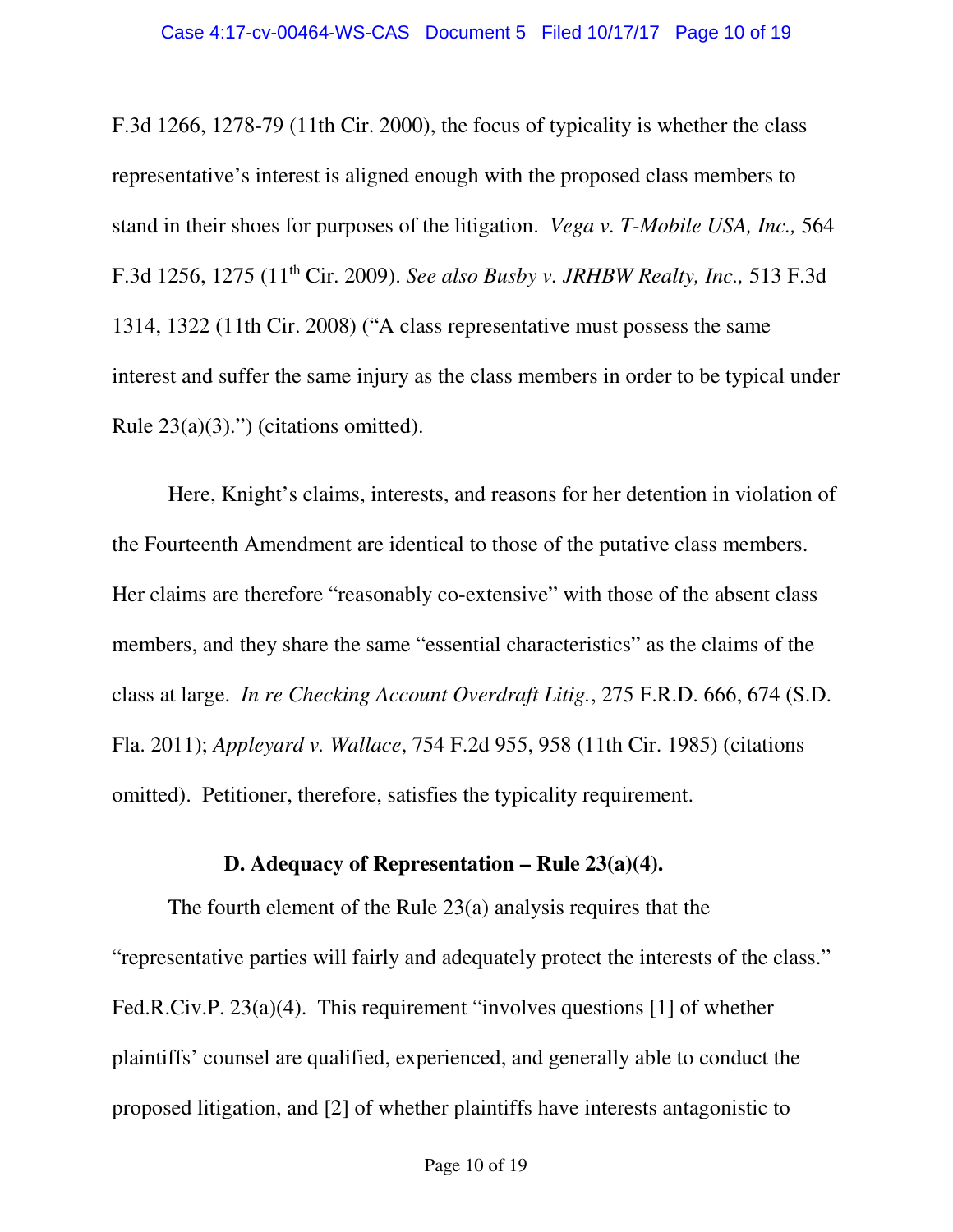F.3d 1266, 1278-79 (11th Cir. 2000), the focus of typicality is whether the class representative's interest is aligned enough with the proposed class members to stand in their shoes for purposes of the litigation. *Vega v. T-Mobile USA, Inc.,* 564 F.3d 1256, 1275 (11th Cir. 2009). *See also Busby v. JRHBW Realty, Inc.,* 513 F.3d 1314, 1322 (11th Cir. 2008) ("A class representative must possess the same interest and suffer the same injury as the class members in order to be typical under Rule 23(a)(3).") (citations omitted).

Here, Knight's claims, interests, and reasons for her detention in violation of the Fourteenth Amendment are identical to those of the putative class members. Her claims are therefore "reasonably co-extensive" with those of the absent class members, and they share the same "essential characteristics" as the claims of the class at large. *In re Checking Account Overdraft Litig.*, 275 F.R.D. 666, 674 (S.D. Fla. 2011); *Appleyard v. Wallace*, 754 F.2d 955, 958 (11th Cir. 1985) (citations omitted). Petitioner, therefore, satisfies the typicality requirement.

### D. Adequacy of Representation – Rule 23(a)(4).

The fourth element of the Rule 23(a) analysis requires that the "representative parties will fairly and adequately protect the interests of the class." Fed.R.Civ.P. 23(a)(4). This requirement "involves questions [1] of whether plaintiffs' counsel are qualified, experienced, and generally able to conduct the proposed litigation, and [2] of whether plaintiffs have interests antagonistic to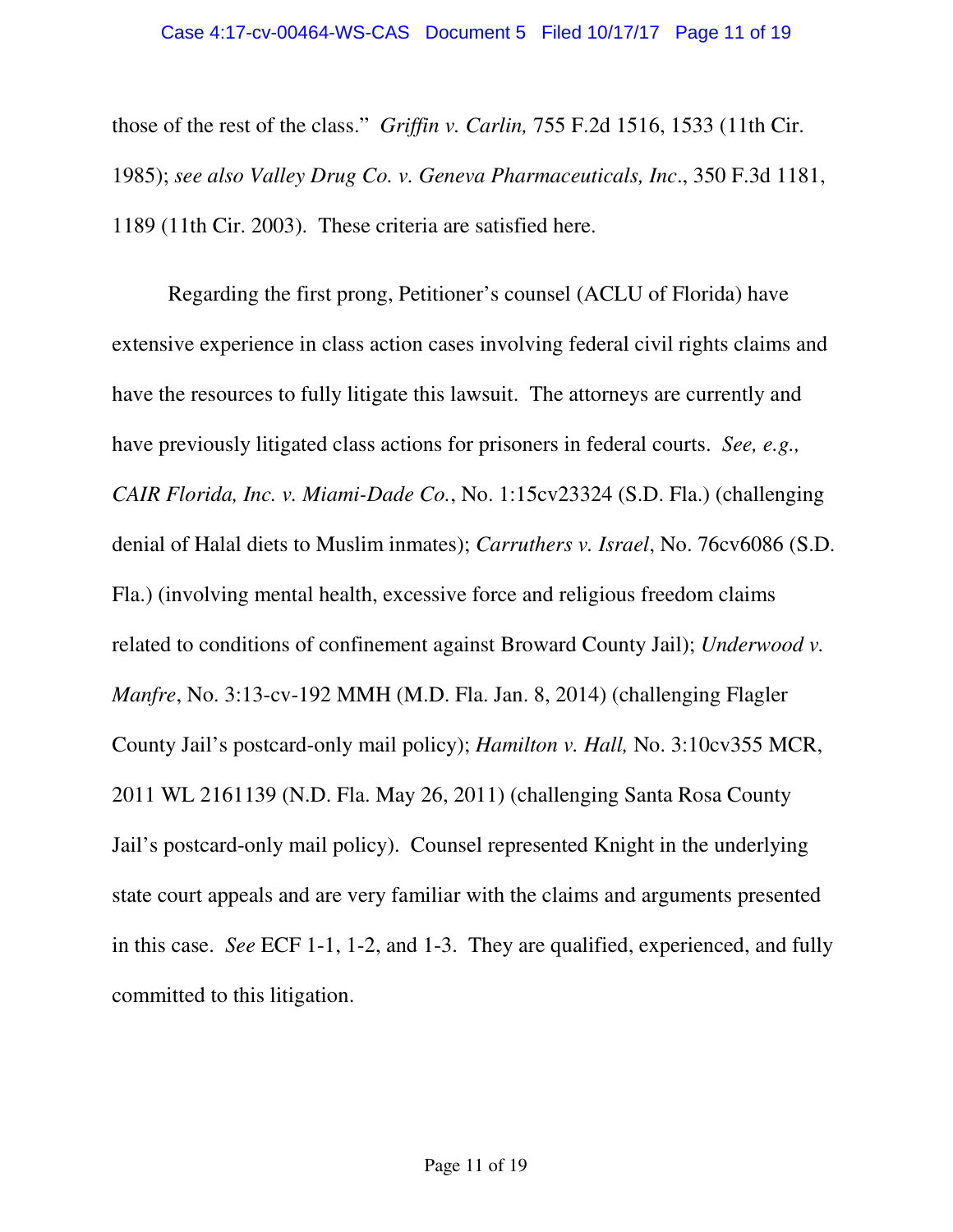those of the rest of the class." *Griffin v. Carlin,* 755 F.2d 1516, 1533 (11th Cir. 1985); *see also Valley Drug Co. v. Geneva Pharmaceuticals, Inc*., 350 F.3d 1181, 1189 (11th Cir. 2003). These criteria are satisfied here.

Regarding the first prong, Petitioner's counsel (ACLU of Florida) have extensive experience in class action cases involving federal civil rights claims and have the resources to fully litigate this lawsuit. The attorneys are currently and have previously litigated class actions for prisoners in federal courts. *See, e.g., CAIR Florida, Inc. v. Miami-Dade Co.*, No. 1:15cv23324 (S.D. Fla.) (challenging denial of Halal diets to Muslim inmates); *Carruthers v. Israel*, No. 76cv6086 (S.D. Fla.) (involving mental health, excessive force and religious freedom claims related to conditions of confinement against Broward County Jail); *Underwood v. Manfre*, No. 3:13-cv-192 MMH (M.D. Fla. Jan. 8, 2014) (challenging Flagler County Jail's postcard-only mail policy); *Hamilton v. Hall,* No. 3:10cv355 MCR, 2011 WL 2161139 (N.D. Fla. May 26, 2011) (challenging Santa Rosa County Jail's postcard-only mail policy). Counsel represented Knight in the underlying state court appeals and are very familiar with the claims and arguments presented in this case. *See* ECF 1-1, 1-2, and 1-3. They are qualified, experienced, and fully committed to this litigation.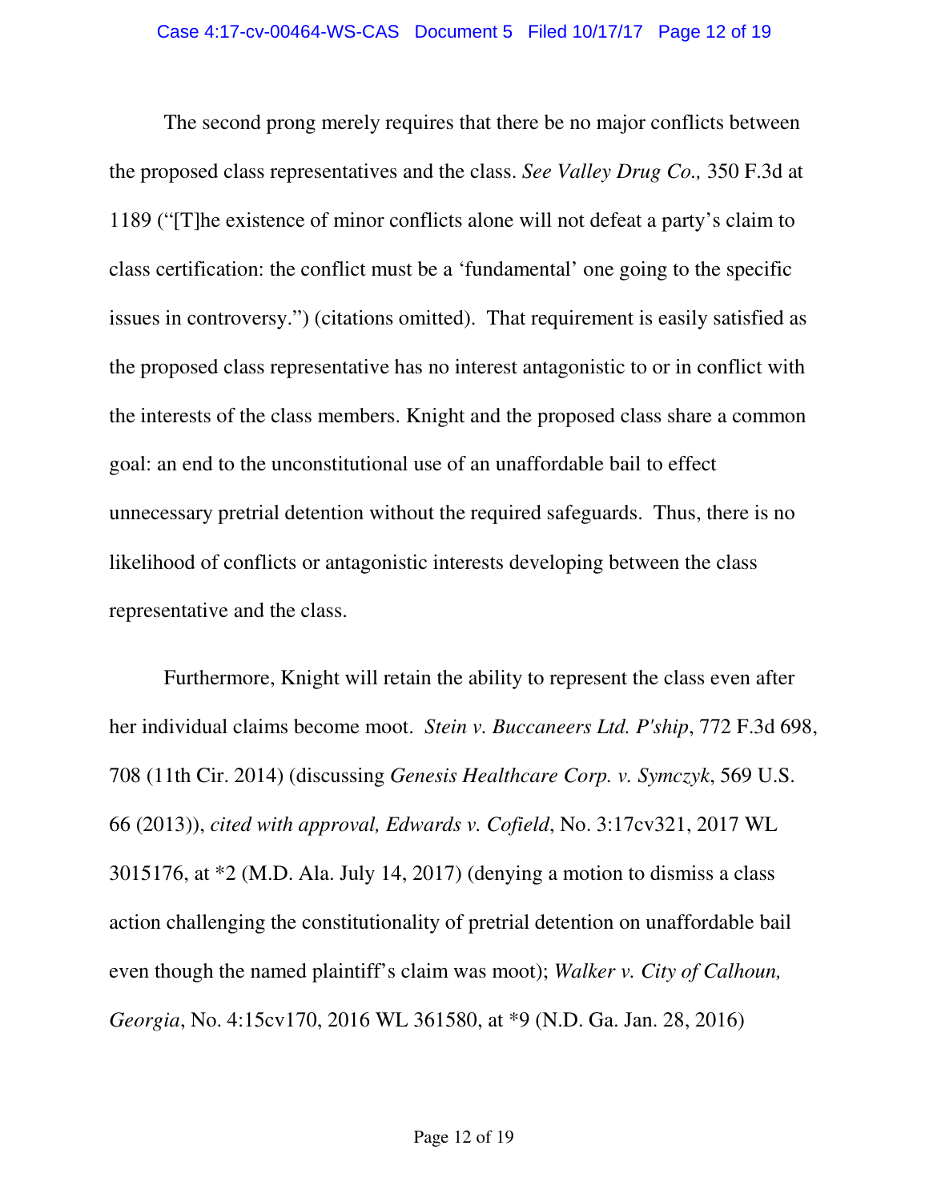The second prong merely requires that there be no major conflicts between the proposed class representatives and the class. *See Valley Drug Co.,* 350 F.3d at 1189 ("[T]he existence of minor conflicts alone will not defeat a party's claim to class certification: the conflict must be a 'fundamental' one going to the specific issues in controversy.") (citations omitted). That requirement is easily satisfied as the proposed class representative has no interest antagonistic to or in conflict with the interests of the class members. Knight and the proposed class share a common goal: an end to the unconstitutional use of an unaffordable bail to effect unnecessary pretrial detention without the required safeguards. Thus, there is no likelihood of conflicts or antagonistic interests developing between the class representative and the class.

Furthermore, Knight will retain the ability to represent the class even after her individual claims become moot. *Stein v. Buccaneers Ltd. P'ship*, 772 F.3d 698, 708 (11th Cir. 2014) (discussing *Genesis Healthcare Corp. v. Symczyk*, 569 U.S. 66 (2013)), *cited with approval, Edwards v. Cofield*, No. 3:17cv321, 2017 WL 3015176, at *2 (M.D. Ala. July 14, 2017) (denying a motion to dismiss a class action challenging the constitutionality of pretrial detention on unaffordable bail even though the named plaintiff's claim was moot); *Walker v. City of Calhoun, Georgia*, No. 4:15cv170, 2016 WL 361580, at *9 (N.D. Ga. Jan. 28, 2016)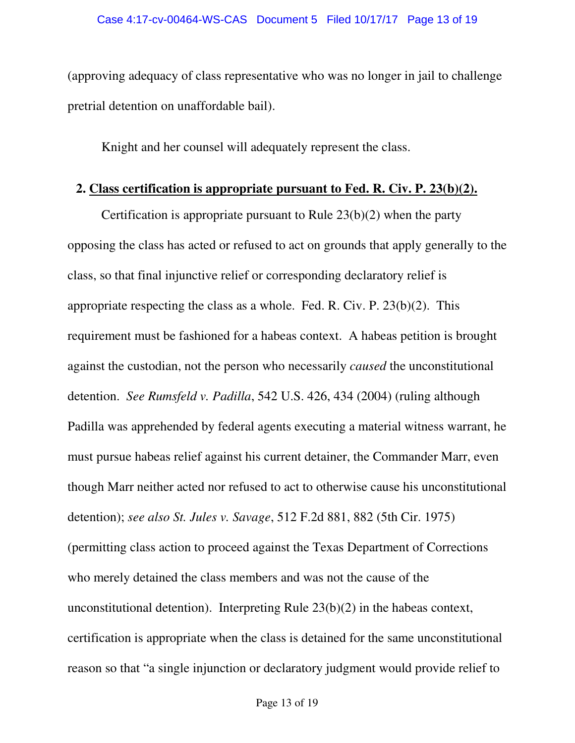(approving adequacy of class representative who was no longer in jail to challenge pretrial detention on unaffordable bail).

Knight and her counsel will adequately represent the class.

**2. <u>Class certification is appropriate pursuant to Fed. R. Civ. P. 23(b)(2).</u>**

Certification is appropriate pursuant to Rule 23(b)(2) when the party opposing the class has acted or refused to act on grounds that apply generally to the class, so that final injunctive relief or corresponding declaratory relief is appropriate respecting the class as a whole. Fed. R. Civ. P. 23(b)(2). This requirement must be fashioned for a habeas context. A habeas petition is brought against the custodian, not the person who necessarily *caused* the unconstitutional detention. *See Rumsfeld v. Padilla*, 542 U.S. 426, 434 (2004) (ruling although Padilla was apprehended by federal agents executing a material witness warrant, he must pursue habeas relief against his current detainer, the Commander Marr, even though Marr neither acted nor refused to act to otherwise cause his unconstitutional detention); *see also St. Jules v. Savage*, 512 F.2d 881, 882 (5th Cir. 1975) (permitting class action to proceed against the Texas Department of Corrections who merely detained the class members and was not the cause of the unconstitutional detention). Interpreting Rule 23(b)(2) in the habeas context, certification is appropriate when the class is detained for the same unconstitutional reason so that "a single injunction or declaratory judgment would provide relief to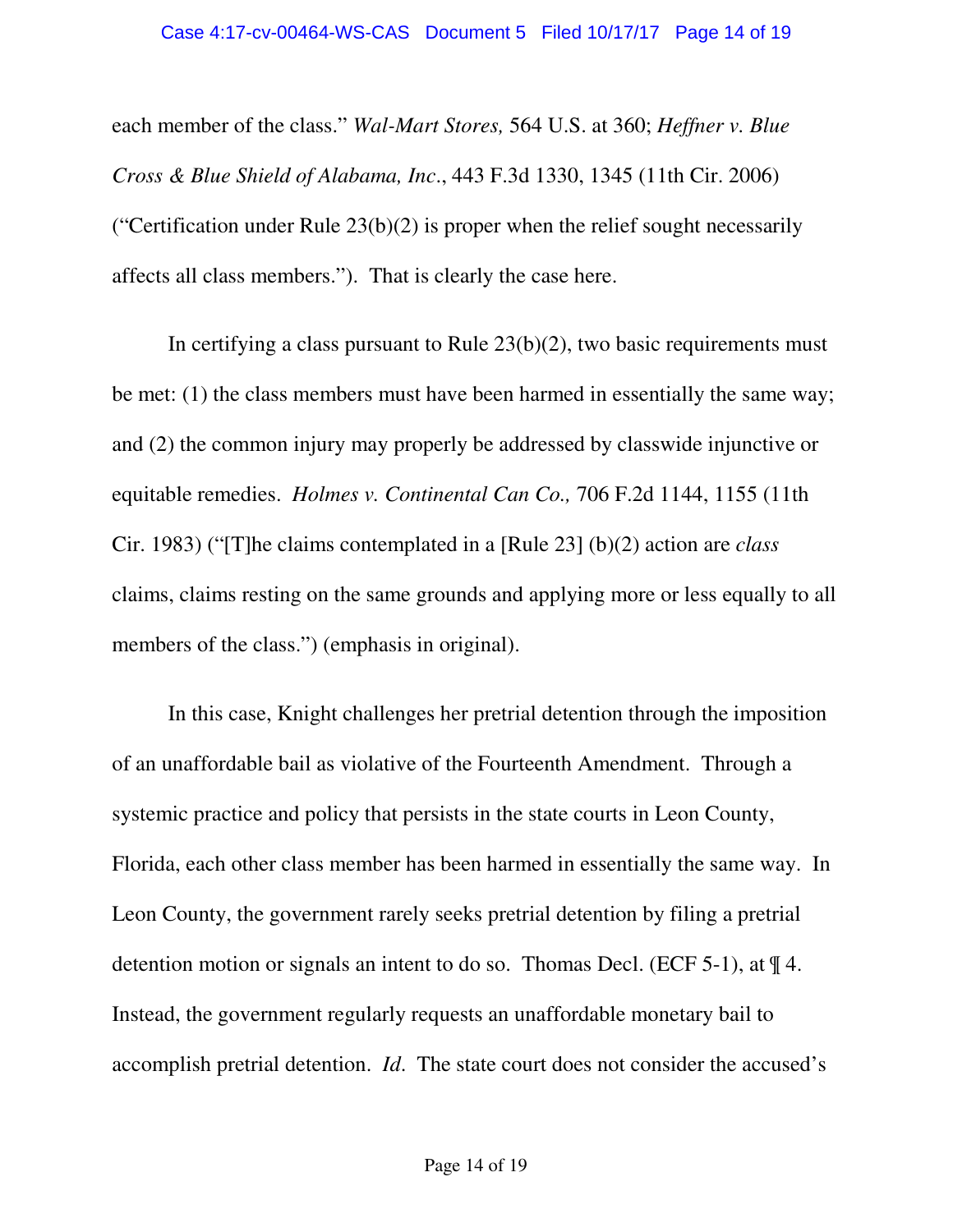each member of the class." *Wal-Mart Stores,* 564 U.S. at 360; *Heffner v. Blue Cross & Blue Shield of Alabama, Inc*., 443 F.3d 1330, 1345 (11th Cir. 2006) ("Certification under Rule 23(b)(2) is proper when the relief sought necessarily affects all class members."). That is clearly the case here.

In certifying a class pursuant to Rule 23(b)(2), two basic requirements must be met: (1) the class members must have been harmed in essentially the same way; and (2) the common injury may properly be addressed by classwide injunctive or equitable remedies. *Holmes v. Continental Can Co.,* 706 F.2d 1144, 1155 (11th Cir. 1983) ("[T]he claims contemplated in a [Rule 23] (b)(2) action are *class* claims, claims resting on the same grounds and applying more or less equally to all members of the class.") (emphasis in original).

In this case, Knight challenges her pretrial detention through the imposition of an unaffordable bail as violative of the Fourteenth Amendment. Through a systemic practice and policy that persists in the state courts in Leon County, Florida, each other class member has been harmed in essentially the same way. In Leon County, the government rarely seeks pretrial detention by filing a pretrial detention motion or signals an intent to do so. Thomas Decl. (ECF 5-1), at ¶ 4. Instead, the government regularly requests an unaffordable monetary bail to accomplish pretrial detention. *Id.* The state court does not consider the accused's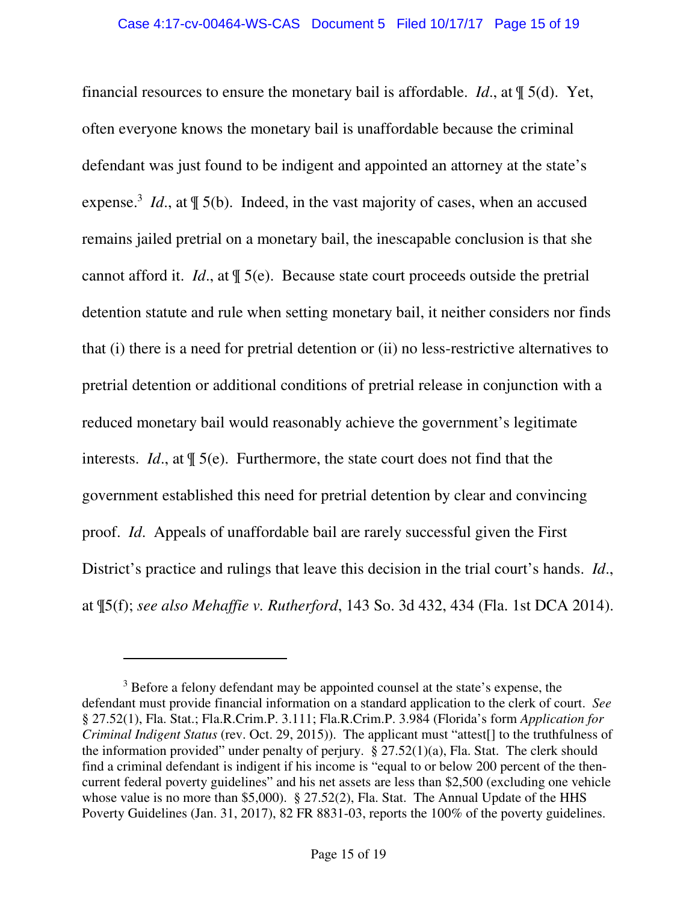financial resources to ensure the monetary bail is affordable. *Id*., at ¶ 5(d). Yet, often everyone knows the monetary bail is unaffordable because the criminal defendant was just found to be indigent and appointed an attorney at the state's expense.[3] *Id*., at ¶ 5(b). Indeed, in the vast majority of cases, when an accused remains jailed pretrial on a monetary bail, the inescapable conclusion is that she cannot afford it. *Id*., at ¶ 5(e). Because state court proceeds outside the pretrial detention statute and rule when setting monetary bail, it neither considers nor finds that (i) there is a need for pretrial detention or (ii) no less-restrictive alternatives to pretrial detention or additional conditions of pretrial release in conjunction with a reduced monetary bail would reasonably achieve the government's legitimate interests. *Id*., at ¶ 5(e). Furthermore, the state court does not find that the government established this need for pretrial detention by clear and convincing proof. *Id*. Appeals of unaffordable bail are rarely successful given the First District's practice and rulings that leave this decision in the trial court's hands. *Id*., at ¶5(f); *see also Mehaffie v. Rutherford*, 143 So. 3d 432, 434 (Fla. 1st DCA 2014).

---

[3] Before a felony defendant may be appointed counsel at the state's expense, the defendant must provide financial information on a standard application to the clerk of court. *See* § 27.52(1), Fla. Stat.; Fla.R.Crim.P. 3.111; Fla.R.Crim.P. 3.984 (Florida's form *Application for Criminal Indigent Status* (rev. Oct. 29, 2015)). The applicant must "attest[] to the truthfulness of the information provided" under penalty of perjury. § 27.52(1)(a), Fla. Stat. The clerk should find a criminal defendant is indigent if his income is "equal to or below 200 percent of the then-current federal poverty guidelines" and his net assets are less than $2,500 (excluding one vehicle whose value is no more than $5,000). § 27.52(2), Fla. Stat. The Annual Update of the HHS Poverty Guidelines (Jan. 31, 2017), 82 FR 8831-03, reports the 100% of the poverty guidelines.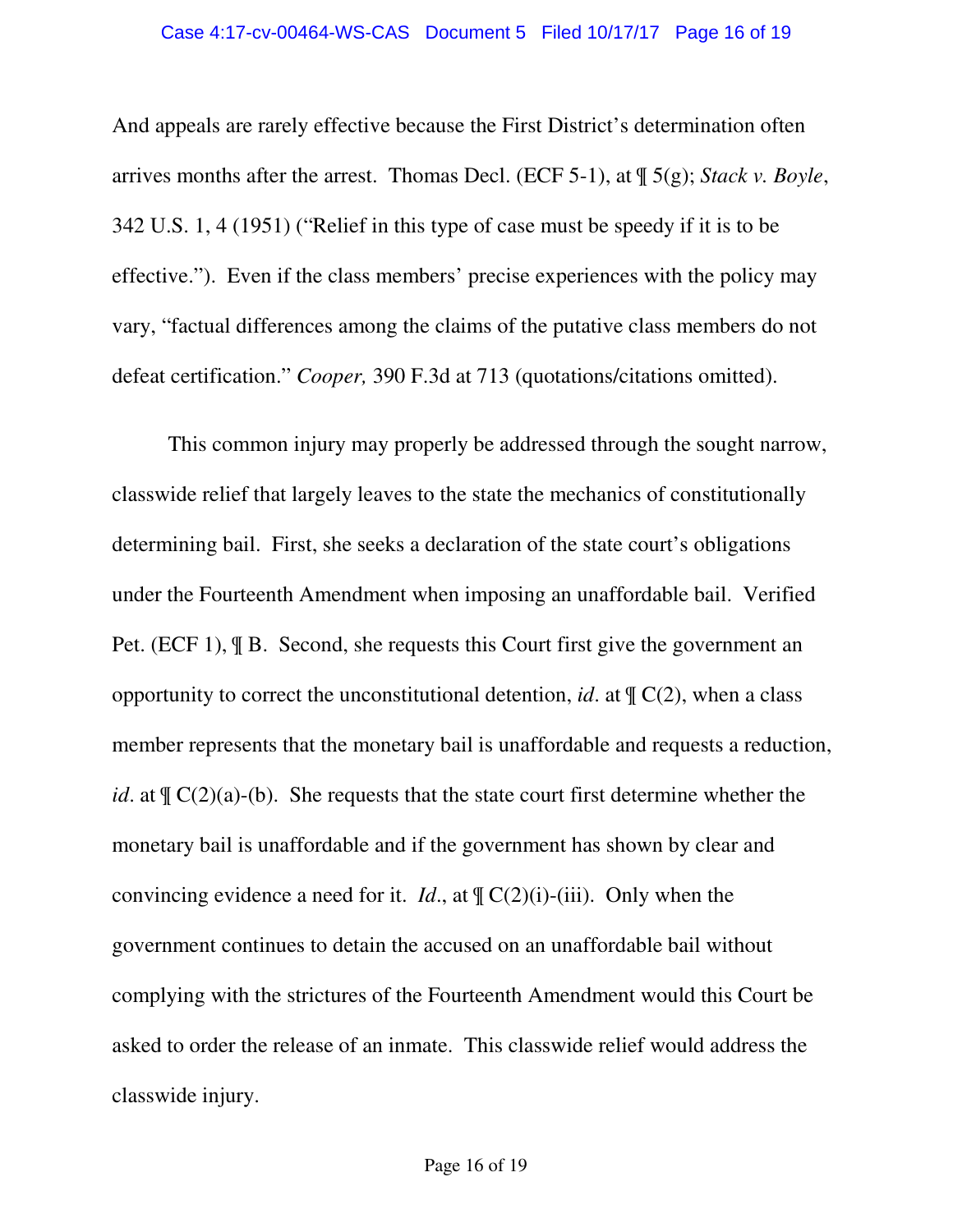And appeals are rarely effective because the First District's determination often arrives months after the arrest. Thomas Decl. (ECF 5-1), at ¶ 5(g); *Stack v. Boyle*, 342 U.S. 1, 4 (1951) ("Relief in this type of case must be speedy if it is to be effective."). Even if the class members' precise experiences with the policy may vary, "factual differences among the claims of the putative class members do not defeat certification." *Cooper,* 390 F.3d at 713 (quotations/citations omitted).

This common injury may properly be addressed through the sought narrow, classwide relief that largely leaves to the state the mechanics of constitutionally determining bail. First, she seeks a declaration of the state court's obligations under the Fourteenth Amendment when imposing an unaffordable bail. Verified Pet. (ECF 1), ¶ B. Second, she requests this Court first give the government an opportunity to correct the unconstitutional detention, *id*. at ¶ C(2), when a class member represents that the monetary bail is unaffordable and requests a reduction, *id*. at ¶ C(2)(a)-(b). She requests that the state court first determine whether the monetary bail is unaffordable and if the government has shown by clear and convincing evidence a need for it. *Id*., at ¶ C(2)(i)-(iii). Only when the government continues to detain the accused on an unaffordable bail without complying with the strictures of the Fourteenth Amendment would this Court be asked to order the release of an inmate. This classwide relief would address the classwide injury.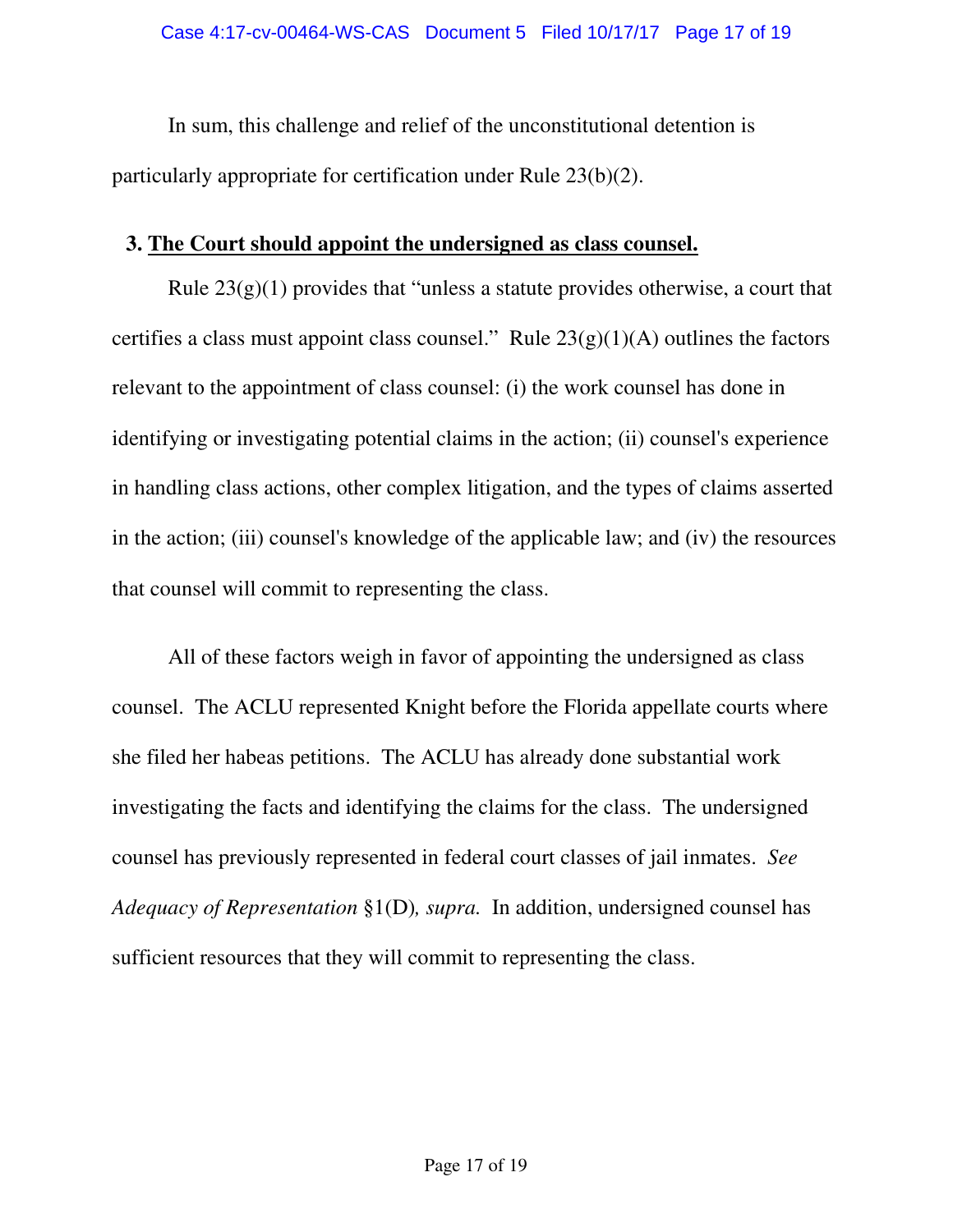In sum, this challenge and relief of the unconstitutional detention is particularly appropriate for certification under Rule 23(b)(2).

### 3. **The Court should appoint the undersigned as class counsel.**

Rule 23(g)(1) provides that "unless a statute provides otherwise, a court that certifies a class must appoint class counsel." Rule 23(g)(1)(A) outlines the factors relevant to the appointment of class counsel: (i) the work counsel has done in identifying or investigating potential claims in the action; (ii) counsel's experience in handling class actions, other complex litigation, and the types of claims asserted in the action; (iii) counsel's knowledge of the applicable law; and (iv) the resources that counsel will commit to representing the class.

All of these factors weigh in favor of appointing the undersigned as class counsel. The ACLU represented Knight before the Florida appellate courts where she filed her habeas petitions. The ACLU has already done substantial work investigating the facts and identifying the claims for the class. The undersigned counsel has previously represented in federal court classes of jail inmates. *See Adequacy of Representation* §1(D)*, supra.* In addition, undersigned counsel has sufficient resources that they will commit to representing the class.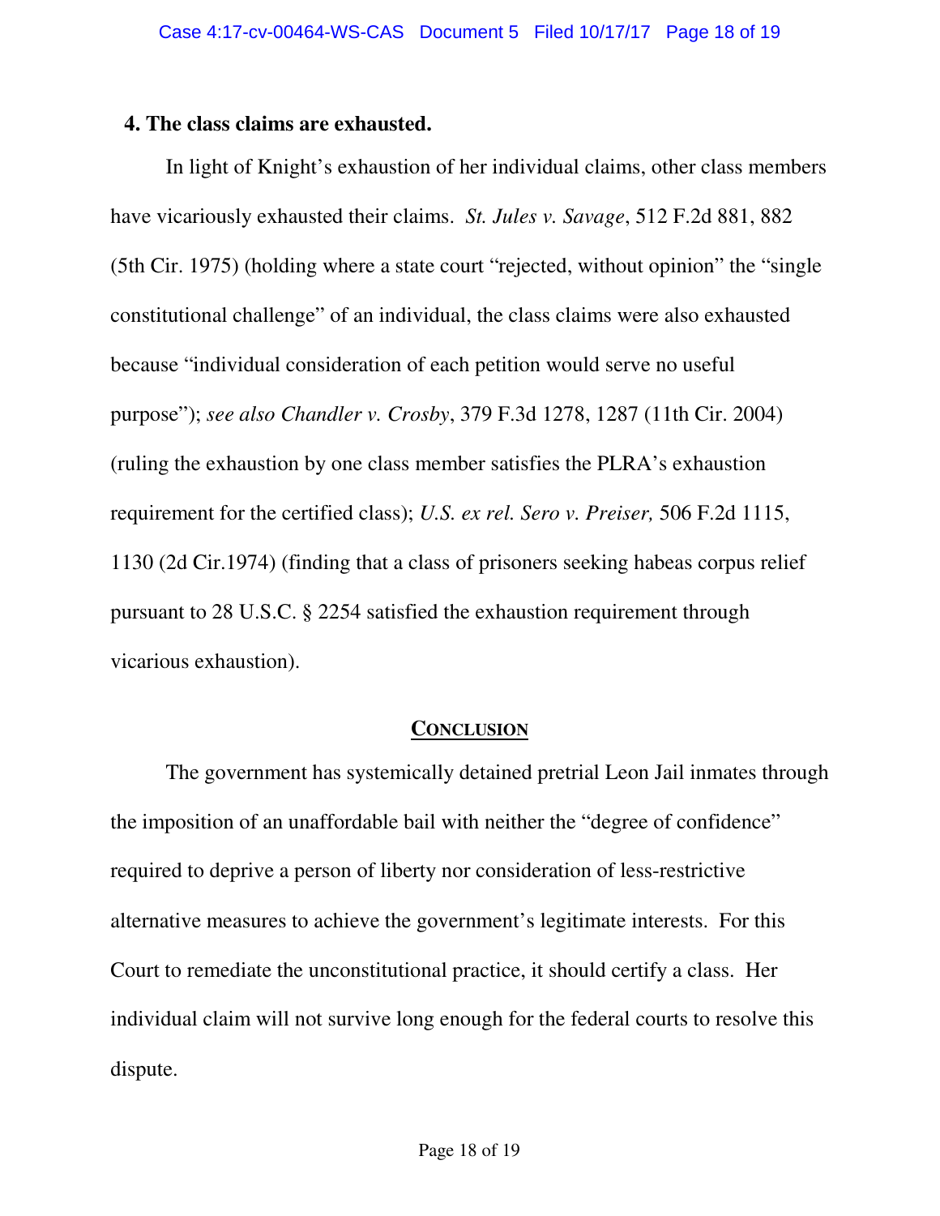**4. The class claims are exhausted.**

In light of Knight's exhaustion of her individual claims, other class members have vicariously exhausted their claims. *St. Jules v. Savage*, 512 F.2d 881, 882 (5th Cir. 1975) (holding where a state court "rejected, without opinion" the "single constitutional challenge" of an individual, the class claims were also exhausted because "individual consideration of each petition would serve no useful purpose"); *see also Chandler v. Crosby*, 379 F.3d 1278, 1287 (11th Cir. 2004) (ruling the exhaustion by one class member satisfies the PLRA's exhaustion requirement for the certified class); *U.S. ex rel. Sero v. Preiser,* 506 F.2d 1115, 1130 (2d Cir.1974) (finding that a class of prisoners seeking habeas corpus relief pursuant to 28 U.S.C. § 2254 satisfied the exhaustion requirement through vicarious exhaustion).

## Conclusion

The government has systemically detained pretrial Leon Jail inmates through the imposition of an unaffordable bail with neither the "degree of confidence" required to deprive a person of liberty nor consideration of less-restrictive alternative measures to achieve the government's legitimate interests. For this Court to remediate the unconstitutional practice, it should certify a class. Her individual claim will not survive long enough for the federal courts to resolve this dispute.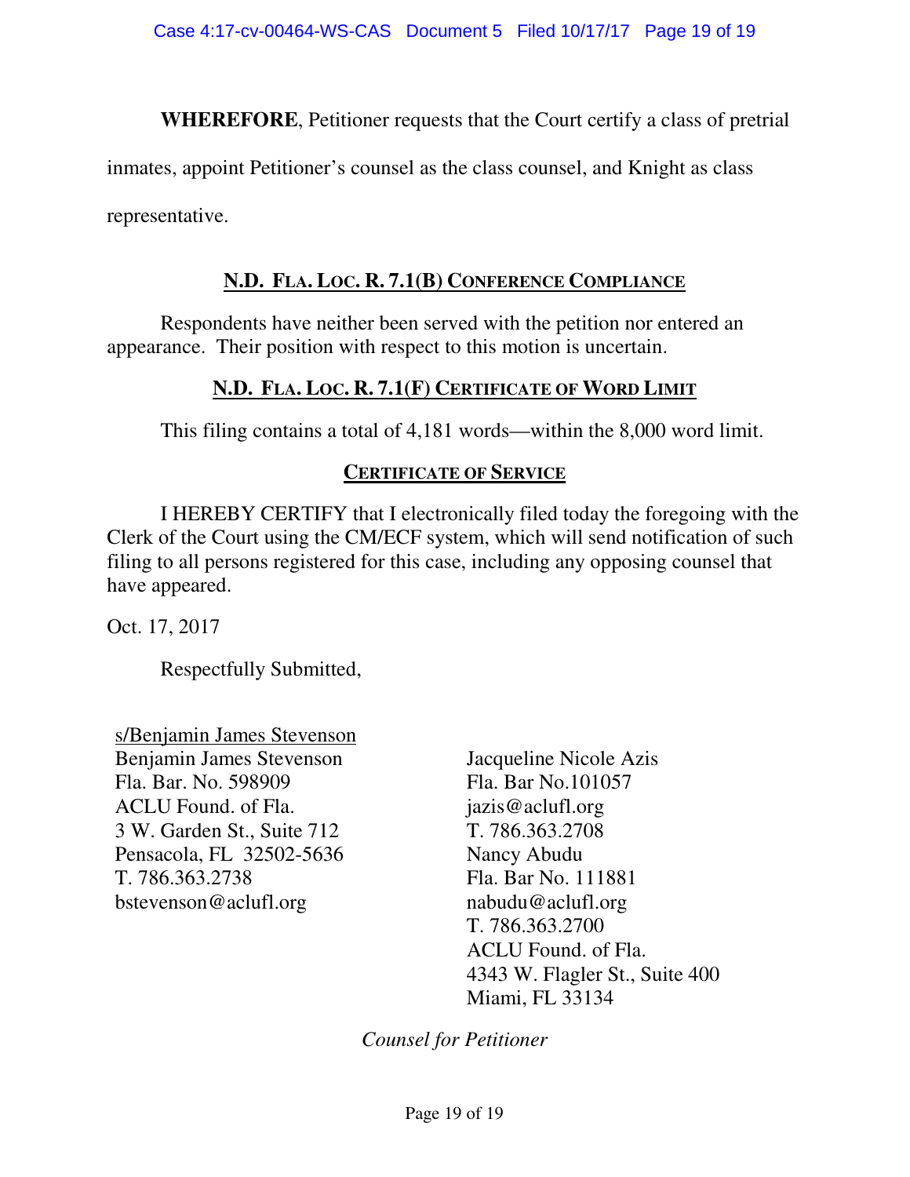**WHEREFORE**, Petitioner requests that the Court certify a class of pretrial inmates, appoint Petitioner's counsel as the class counsel, and Knight as class representative.

**N.D. FLA. LOC. R. 7.1(B) CONFERENCE COMPLIANCE**

Respondents have neither been served with the petition nor entered an appearance. Their position with respect to this motion is uncertain.

**N.D. FLA. LOC. R. 7.1(F) CERTIFICATE OF WORD LIMIT**

This filing contains a total of 4,181 words—within the 8,000 word limit.

**CERTIFICATE OF SERVICE**

I HEREBY CERTIFY that I electronically filed today the foregoing with the Clerk of the Court using the CM/ECF system, which will send notification of such filing to all persons registered for this case, including any opposing counsel that have appeared.

Oct. 17, 2017

Respectfully Submitted,

s/Benjamin James Stevenson
Benjamin James Stevenson
Fla. Bar. No. 598909
ACLU Found. of Fla.
3 W. Garden St., Suite 712
Pensacola, FL 32502-5636
T. 786.363.2738
bstevenson@aclufl.org

Jacqueline Nicole Azis
Fla. Bar No.101057
jazis@aclufl.org
T. 786.363.2708
Nancy Abudu
Fla. Bar No. 111881
nabudu@aclufl.org
T. 786.363.2700
ACLU Found. of Fla.
4343 W. Flagler St., Suite 400
Miami, FL 33134

*Counsel for Petitioner*